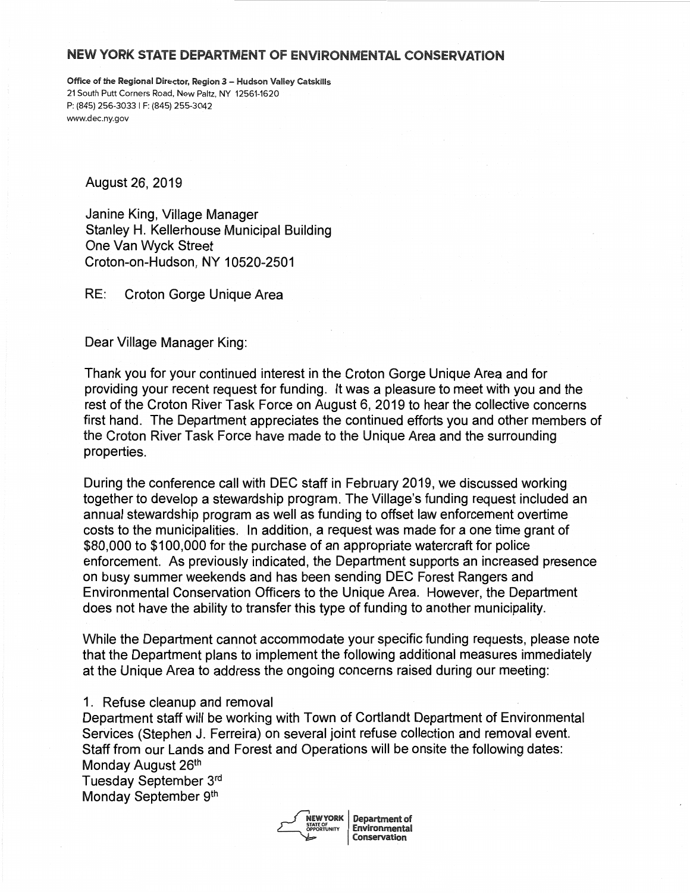**NEW YORK STATE DEPARTMENT OF ENVIRONMENTAL CONSERVATION**

**Office of the Regional Director, Region 3 – Hudson Valley Catskills**
21 South Putt Corners Road, New Paltz, NY 12561-1620
P: (845) 256-3033 | F: (845) 255-3042
www.dec.ny.gov

August 26, 2019

Janine King, Village Manager
Stanley H. Kellerhouse Municipal Building
One Van Wyck Street
Croton-on-Hudson, NY 10520-2501

RE: Croton Gorge Unique Area

Dear Village Manager King:

Thank you for your continued interest in the Croton Gorge Unique Area and for providing your recent request for funding. It was a pleasure to meet with you and the rest of the Croton River Task Force on August 6, 2019 to hear the collective concerns first hand. The Department appreciates the continued efforts you and other members of the Croton River Task Force have made to the Unique Area and the surrounding properties.

During the conference call with DEC staff in February 2019, we discussed working together to develop a stewardship program. The Village's funding request included an annual stewardship program as well as funding to offset law enforcement overtime costs to the municipalities. In addition, a request was made for a one time grant of $80,000 to $100,000 for the purchase of an appropriate watercraft for police enforcement. As previously indicated, the Department supports an increased presence on busy summer weekends and has been sending DEC Forest Rangers and Environmental Conservation Officers to the Unique Area. However, the Department does not have the ability to transfer this type of funding to another municipality.

While the Department cannot accommodate your specific funding requests, please note that the Department plans to implement the following additional measures immediately at the Unique Area to address the ongoing concerns raised during our meeting:

1. Refuse cleanup and removal

Department staff will be working with Town of Cortlandt Department of Environmental Services (Stephen J. Ferreira) on several joint refuse collection and removal event. Staff from our Lands and Forest and Operations will be onsite the following dates:
Monday August 26th
Tuesday September 3rd
Monday September 9th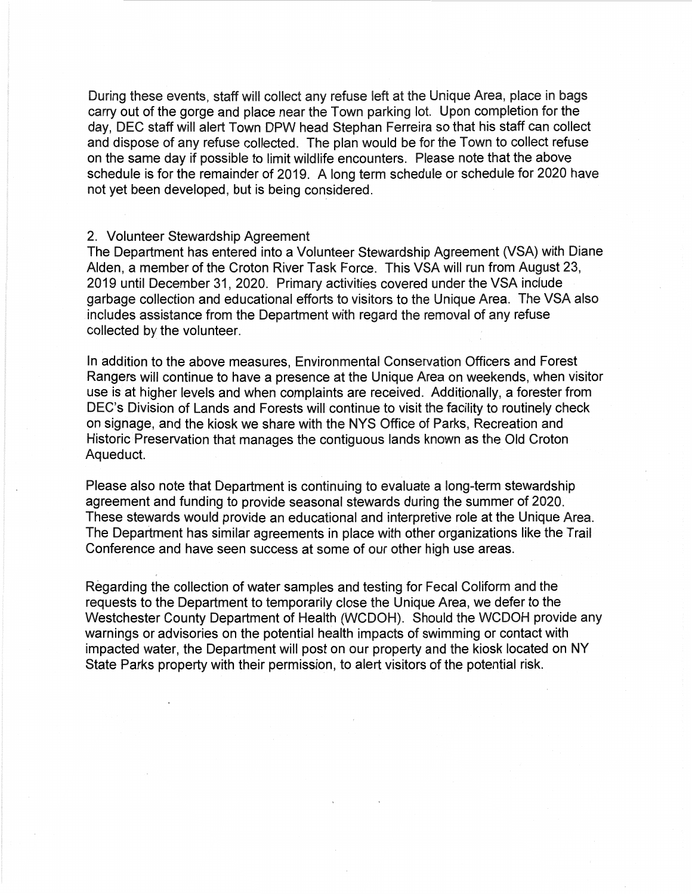During these events, staff will collect any refuse left at the Unique Area, place in bags carry out of the gorge and place near the Town parking lot. Upon completion for the day, DEC staff will alert Town DPW head Stephan Ferreira so that his staff can collect and dispose of any refuse collected. The plan would be for the Town to collect refuse on the same day if possible to limit wildlife encounters. Please note that the above schedule is for the remainder of 2019. A long term schedule or schedule for 2020 have not yet been developed, but is being considered.

2. Volunteer Stewardship Agreement

The Department has entered into a Volunteer Stewardship Agreement (VSA) with Diane Alden, a member of the Croton River Task Force. This VSA will run from August 23, 2019 until December 31, 2020. Primary activities covered under the VSA include garbage collection and educational efforts to visitors to the Unique Area. The VSA also includes assistance from the Department with regard the removal of any refuse collected by the volunteer.

In addition to the above measures, Environmental Conservation Officers and Forest Rangers will continue to have a presence at the Unique Area on weekends, when visitor use is at higher levels and when complaints are received. Additionally, a forester from DEC's Division of Lands and Forests will continue to visit the facility to routinely check on signage, and the kiosk we share with the NYS Office of Parks, Recreation and Historic Preservation that manages the contiguous lands known as the Old Croton Aqueduct.

Please also note that Department is continuing to evaluate a long-term stewardship agreement and funding to provide seasonal stewards during the summer of 2020. These stewards would provide an educational and interpretive role at the Unique Area. The Department has similar agreements in place with other organizations like the Trail Conference and have seen success at some of our other high use areas.

Regarding the collection of water samples and testing for Fecal Coliform and the requests to the Department to temporarily close the Unique Area, we defer to the Westchester County Department of Health (WCDOH). Should the WCDOH provide any warnings or advisories on the potential health impacts of swimming or contact with impacted water, the Department will post on our property and the kiosk located on NY State Parks property with their permission, to alert visitors of the potential risk.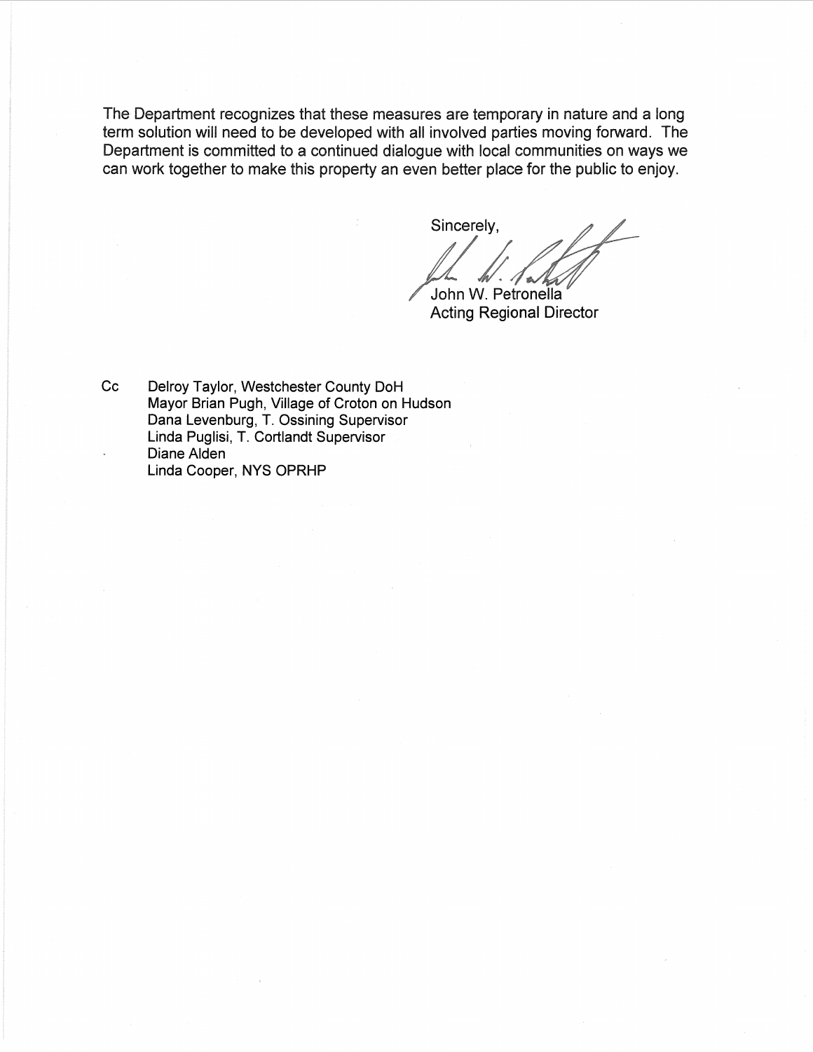The Department recognizes that these measures are temporary in nature and a long term solution will need to be developed with all involved parties moving forward. The Department is committed to a continued dialogue with local communities on ways we can work together to make this property an even better place for the public to enjoy.

Sincerely,

John W. Petronella
Acting Regional Director

Cc Delroy Taylor, Westchester County DoH
Mayor Brian Pugh, Village of Croton on Hudson
Dana Levenburg, T. Ossining Supervisor
Linda Puglisi, T. Cortlandt Supervisor
Diane Alden
Linda Cooper, NYS OPRHP